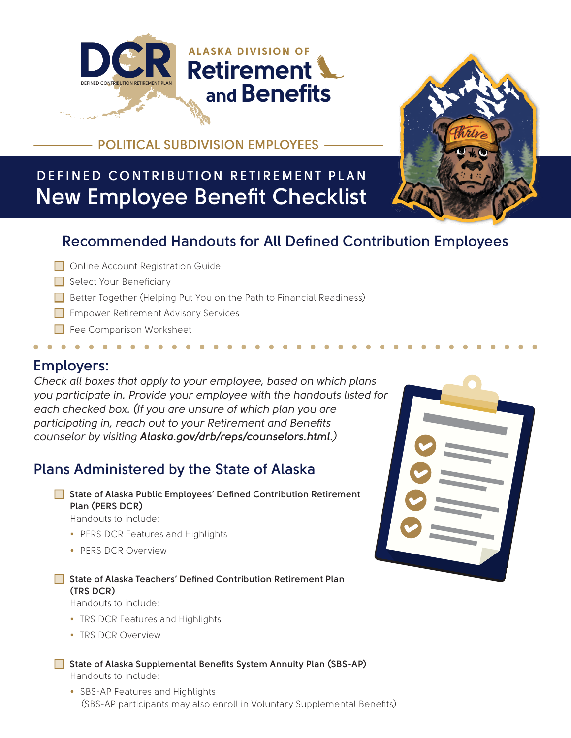DCR
DEFINED CONTRIBUTION RETIREMENT PLAN

ALASKA DIVISION OF
**Retirement and Benefits**

POLITICAL SUBDIVISION EMPLOYEES

# DEFINED CONTRIBUTION RETIREMENT PLAN
# New Employee Benefit Checklist

## Recommended Handouts for All Defined Contribution Employees

- [ ] Online Account Registration Guide
- [ ] Select Your Beneficiary
- [ ] Better Together (Helping Put You on the Path to Financial Readiness)
- [ ] Empower Retirement Advisory Services
- [ ] Fee Comparison Worksheet

## Employers:

*Check all boxes that apply to your employee, based on which plans you participate in. Provide your employee with the handouts listed for each checked box. (If you are unsure of which plan you are participating in, reach out to your Retirement and Benefits counselor by visiting* ***Alaska.gov/drb/reps/counselors.html****.)*

## Plans Administered by the State of Alaska

- [ ] **State of Alaska Public Employees' Defined Contribution Retirement Plan (PERS DCR)**
  Handouts to include:
  - PERS DCR Features and Highlights
  - PERS DCR Overview

- [ ] **State of Alaska Teachers' Defined Contribution Retirement Plan (TRS DCR)**
  Handouts to include:
  - TRS DCR Features and Highlights
  - TRS DCR Overview

- [ ] **State of Alaska Supplemental Benefits System Annuity Plan (SBS-AP)**
  Handouts to include:
  - SBS-AP Features and Highlights
    (SBS-AP participants may also enroll in Voluntary Supplemental Benefits)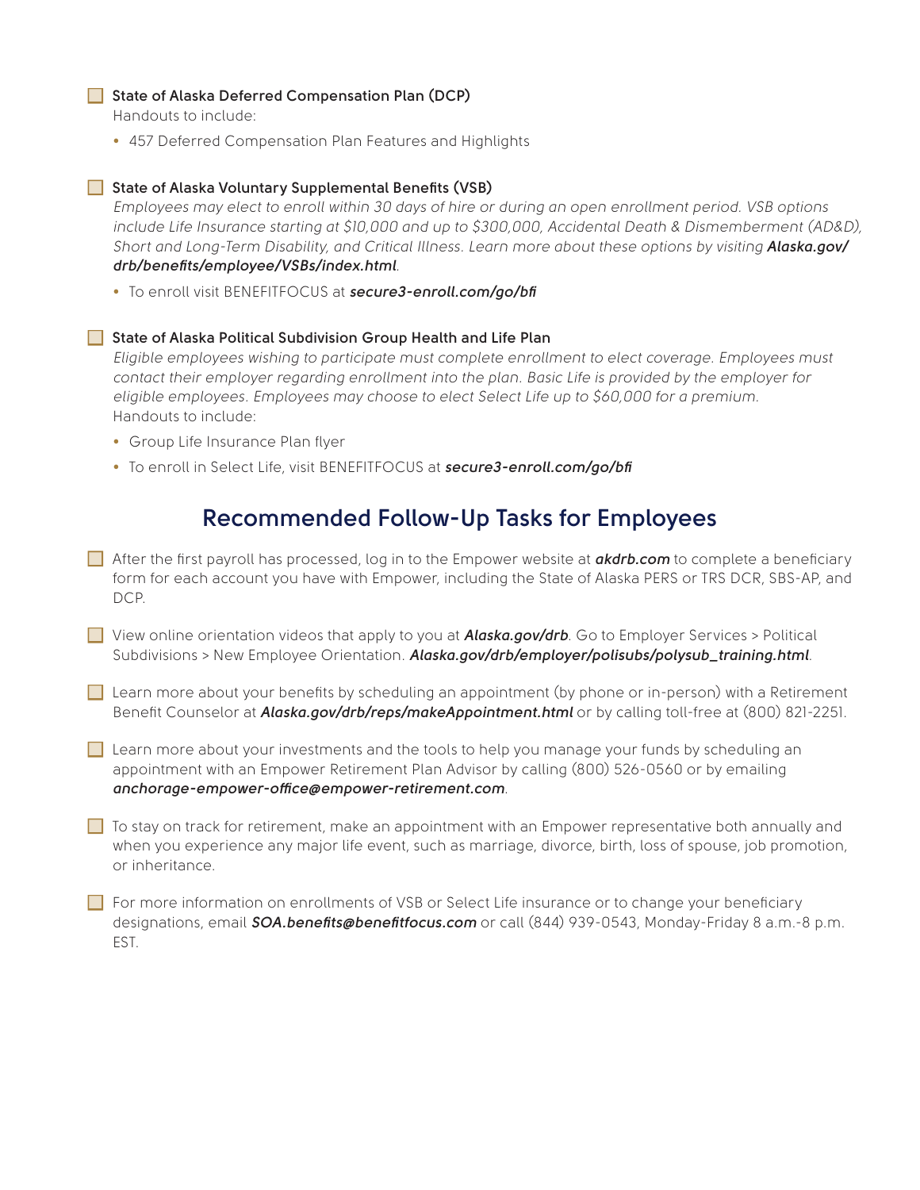- [ ] **State of Alaska Deferred Compensation Plan (DCP)**
  Handouts to include:
  - 457 Deferred Compensation Plan Features and Highlights

- [ ] **State of Alaska Voluntary Supplemental Benefits (VSB)**
  *Employees may elect to enroll within 30 days of hire or during an open enrollment period. VSB options include Life Insurance starting at $10,000 and up to $300,000, Accidental Death & Dismemberment (AD&D), Short and Long-Term Disability, and Critical Illness. Learn more about these options by visiting **Alaska.gov/drb/benefits/employee/VSBs/index.html**.*
  - To enroll visit BENEFITFOCUS at ***secure3-enroll.com/go/bfi***

- [ ] **State of Alaska Political Subdivision Group Health and Life Plan**
  *Eligible employees wishing to participate must complete enrollment to elect coverage. Employees must contact their employer regarding enrollment into the plan. Basic Life is provided by the employer for eligible employees. Employees may choose to elect Select Life up to $60,000 for a premium.*
  Handouts to include:
  - Group Life Insurance Plan flyer
  - To enroll in Select Life, visit BENEFITFOCUS at ***secure3-enroll.com/go/bfi***

## Recommended Follow-Up Tasks for Employees

- [ ] After the first payroll has processed, log in to the Empower website at ***akdrb.com*** to complete a beneficiary form for each account you have with Empower, including the State of Alaska PERS or TRS DCR, SBS-AP, and DCP.
- [ ] View online orientation videos that apply to you at ***Alaska.gov/drb***. Go to Employer Services > Political Subdivisions > New Employee Orientation. ***Alaska.gov/drb/employer/polisubs/polysub_training.html***.
- [ ] Learn more about your benefits by scheduling an appointment (by phone or in-person) with a Retirement Benefit Counselor at ***Alaska.gov/drb/reps/makeAppointment.html*** or by calling toll-free at (800) 821-2251.
- [ ] Learn more about your investments and the tools to help you manage your funds by scheduling an appointment with an Empower Retirement Plan Advisor by calling (800) 526-0560 or by emailing ***anchorage-empower-office@empower-retirement.com***.
- [ ] To stay on track for retirement, make an appointment with an Empower representative both annually and when you experience any major life event, such as marriage, divorce, birth, loss of spouse, job promotion, or inheritance.
- [ ] For more information on enrollments of VSB or Select Life insurance or to change your beneficiary designations, email ***SOA.benefits@benefitfocus.com*** or call (844) 939-0543, Monday-Friday 8 a.m.-8 p.m. EST.